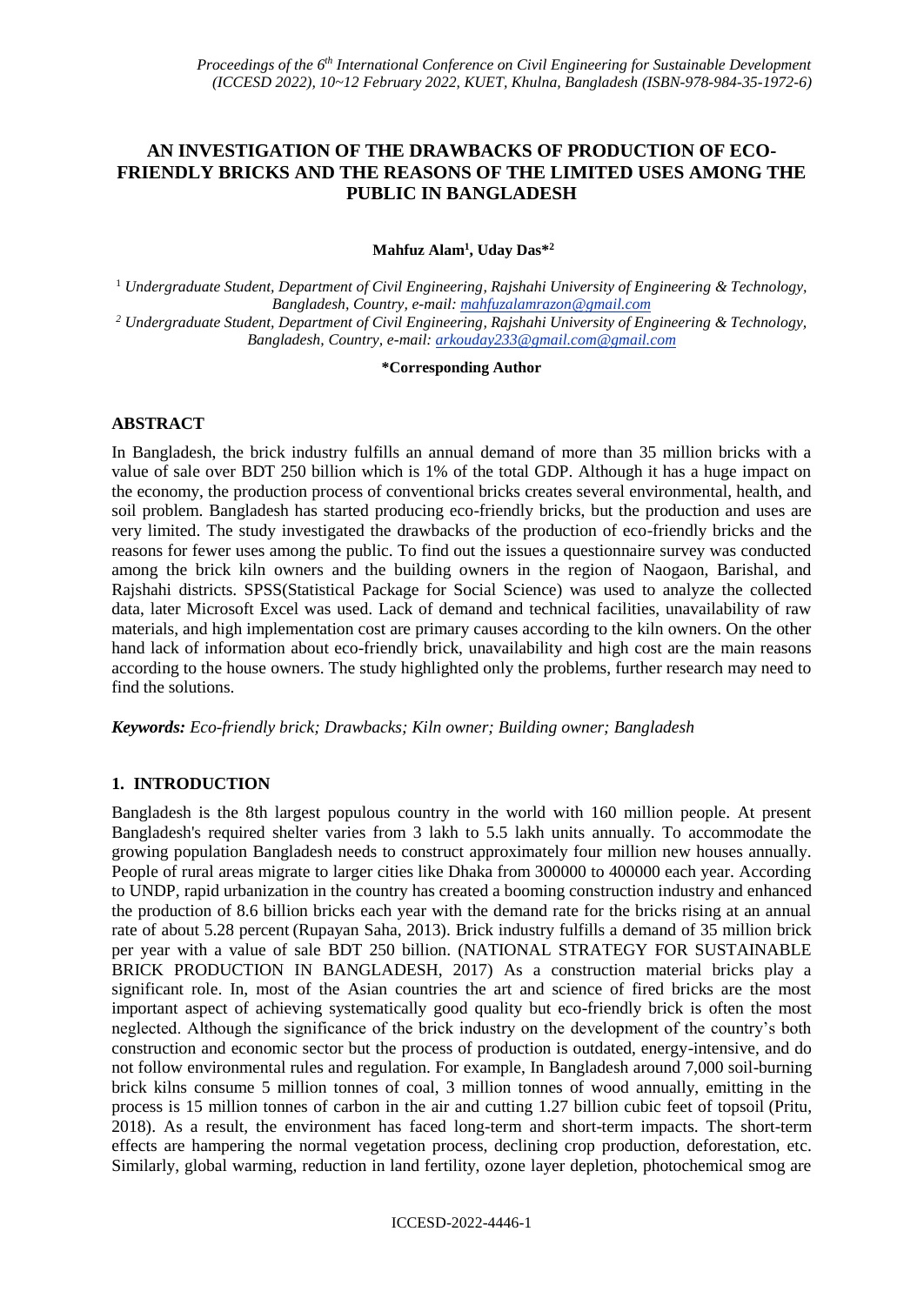# AN INVESTIGATION OF THE DRAWBACKS OF PRODUCTION OF ECO-FRIENDLY BRICKS AND THE REASONS OF THE LIMITED USES AMONG THE PUBLIC IN BANGLADESH

**Mahfuz Alam[1], Uday Das*[2]**

[1] *Undergraduate Student, Department of Civil Engineering, Rajshahi University of Engineering & Technology, Bangladesh, Country, e-mail: mahfuzalamrazon@gmail.com*

[2] *Undergraduate Student, Department of Civil Engineering, Rajshahi University of Engineering & Technology, Bangladesh, Country, e-mail: arkouday233@gmail.com@gmail.com*

**\*Corresponding Author**

## ABSTRACT

In Bangladesh, the brick industry fulfills an annual demand of more than 35 million bricks with a value of sale over BDT 250 billion which is 1% of the total GDP. Although it has a huge impact on the economy, the production process of conventional bricks creates several environmental, health, and soil problem. Bangladesh has started producing eco-friendly bricks, but the production and uses are very limited. The study investigated the drawbacks of the production of eco-friendly bricks and the reasons for fewer uses among the public. To find out the issues a questionnaire survey was conducted among the brick kiln owners and the building owners in the region of Naogaon, Barishal, and Rajshahi districts. SPSS(Statistical Package for Social Science) was used to analyze the collected data, later Microsoft Excel was used. Lack of demand and technical facilities, unavailability of raw materials, and high implementation cost are primary causes according to the kiln owners. On the other hand lack of information about eco-friendly brick, unavailability and high cost are the main reasons according to the house owners. The study highlighted only the problems, further research may need to find the solutions.

***Keywords:** Eco-friendly brick; Drawbacks; Kiln owner; Building owner; Bangladesh*

## 1. INTRODUCTION

Bangladesh is the 8th largest populous country in the world with 160 million people. At present Bangladesh's required shelter varies from 3 lakh to 5.5 lakh units annually. To accommodate the growing population Bangladesh needs to construct approximately four million new houses annually. People of rural areas migrate to larger cities like Dhaka from 300000 to 400000 each year. According to UNDP, rapid urbanization in the country has created a booming construction industry and enhanced the production of 8.6 billion bricks each year with the demand rate for the bricks rising at an annual rate of about 5.28 percent (Rupayan Saha, 2013). Brick industry fulfills a demand of 35 million brick per year with a value of sale BDT 250 billion. (NATIONAL STRATEGY FOR SUSTAINABLE BRICK PRODUCTION IN BANGLADESH, 2017) As a construction material bricks play a significant role. In, most of the Asian countries the art and science of fired bricks are the most important aspect of achieving systematically good quality but eco-friendly brick is often the most neglected. Although the significance of the brick industry on the development of the country's both construction and economic sector but the process of production is outdated, energy-intensive, and do not follow environmental rules and regulation. For example, In Bangladesh around 7,000 soil-burning brick kilns consume 5 million tonnes of coal, 3 million tonnes of wood annually, emitting in the process is 15 million tonnes of carbon in the air and cutting 1.27 billion cubic feet of topsoil (Pritu, 2018). As a result, the environment has faced long-term and short-term impacts. The short-term effects are hampering the normal vegetation process, declining crop production, deforestation, etc. Similarly, global warming, reduction in land fertility, ozone layer depletion, photochemical smog are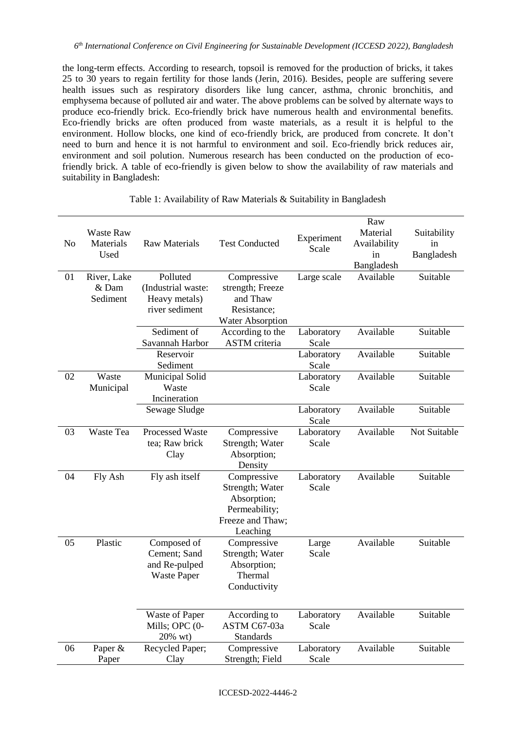the long-term effects. According to research, topsoil is removed for the production of bricks, it takes 25 to 30 years to regain fertility for those lands (Jerin, 2016). Besides, people are suffering severe health issues such as respiratory disorders like lung cancer, asthma, chronic bronchitis, and emphysema because of polluted air and water. The above problems can be solved by alternate ways to produce eco-friendly brick. Eco-friendly brick have numerous health and environmental benefits. Eco-friendly bricks are often produced from waste materials, as a result it is helpful to the environment. Hollow blocks, one kind of eco-friendly brick, are produced from concrete. It don't need to burn and hence it is not harmful to environment and soil. Eco-friendly brick reduces air, environment and soil polution. Numerous research has been conducted on the production of eco-friendly brick. A table of eco-friendly is given below to show the availability of raw materials and suitability in Bangladesh:

Table 1: Availability of Raw Materials & Suitability in Bangladesh

| No | Waste Raw Materials Used | Raw Materials | Test Conducted | Experiment Scale | Raw Material Availability in Bangladesh | Suitability in Bangladesh |
|---|---|---|---|---|---|---|
| 01 | River, Lake & Dam Sediment | Polluted (Industrial waste: Heavy metals) river sediment | Compressive strength; Freeze and Thaw Resistance; Water Absorption | Large scale | Available | Suitable |
| | | Sediment of Savannah Harbor | According to the ASTM criteria | Laboratory Scale | Available | Suitable |
| | | Reservoir Sediment | | Laboratory Scale | Available | Suitable |
| 02 | Waste Municipal | Municipal Solid Waste Incineration | | Laboratory Scale | Available | Suitable |
| | | Sewage Sludge | | Laboratory Scale | Available | Suitable |
| 03 | Waste Tea | Processed Waste tea; Raw brick Clay | Compressive Strength; Water Absorption; Density | Laboratory Scale | Available | Not Suitable |
| 04 | Fly Ash | Fly ash itself | Compressive Strength; Water Absorption; Permeability; Freeze and Thaw; Leaching | Laboratory Scale | Available | Suitable |
| 05 | Plastic | Composed of Cement; Sand and Re-pulped Waste Paper | Compressive Strength; Water Absorption; Thermal Conductivity | Large Scale | Available | Suitable |
| | | Waste of Paper Mills; OPC (0-20% wt) | According to ASTM C67-03a Standards | Laboratory Scale | Available | Suitable |
| 06 | Paper & Paper | Recycled Paper; Clay | Compressive Strength; Field | Laboratory Scale | Available | Suitable |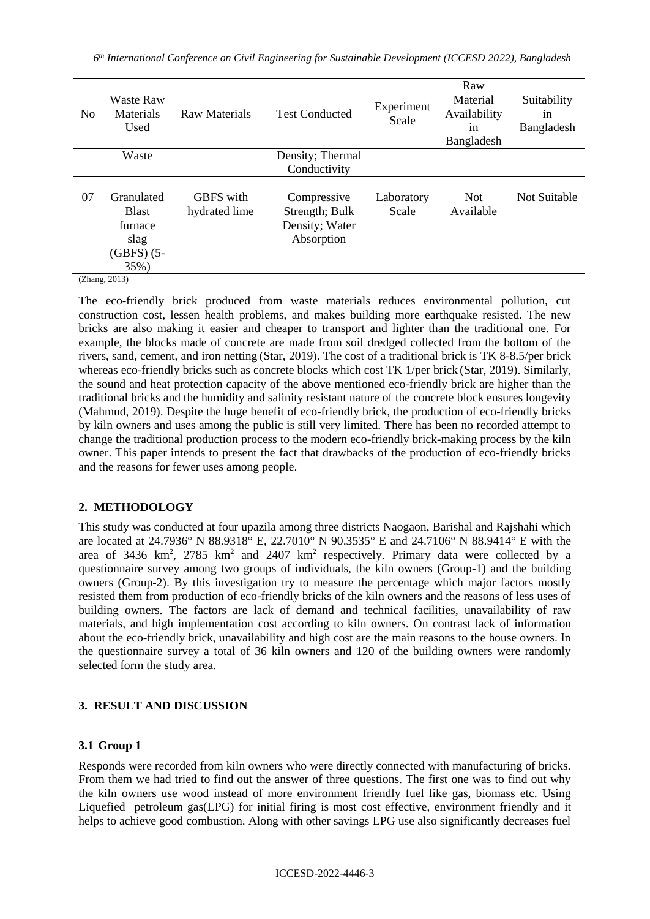| No | Waste Raw Materials Used | Raw Materials | Test Conducted | Experiment Scale | Raw Material Availability in Bangladesh | Suitability in Bangladesh |
|---|---|---|---|---|---|---|
| | Waste | | Density; Thermal Conductivity | | | |
| 07 | Granulated Blast furnace slag (GBFS) (5-35%) | GBFS with hydrated lime | Compressive Strength; Bulk Density; Water Absorption | Laboratory Scale | Not Available | Not Suitable |

(Zhang, 2013)

The eco-friendly brick produced from waste materials reduces environmental pollution, cut construction cost, lessen health problems, and makes building more earthquake resisted. The new bricks are also making it easier and cheaper to transport and lighter than the traditional one. For example, the blocks made of concrete are made from soil dredged collected from the bottom of the rivers, sand, cement, and iron netting (Star, 2019). The cost of a traditional brick is TK 8-8.5/per brick whereas eco-friendly bricks such as concrete blocks which cost TK 1/per brick (Star, 2019). Similarly, the sound and heat protection capacity of the above mentioned eco-friendly brick are higher than the traditional bricks and the humidity and salinity resistant nature of the concrete block ensures longevity (Mahmud, 2019). Despite the huge benefit of eco-friendly brick, the production of eco-friendly bricks by kiln owners and uses among the public is still very limited. There has been no recorded attempt to change the traditional production process to the modern eco-friendly brick-making process by the kiln owner. This paper intends to present the fact that drawbacks of the production of eco-friendly bricks and the reasons for fewer uses among people.

## 2. METHODOLOGY

This study was conducted at four upazila among three districts Naogaon, Barishal and Rajshahi which are located at 24.7936° N 88.9318° E, 22.7010° N 90.3535° E and 24.7106° N 88.9414° E with the area of 3436 $km^2$, 2785 $km^2$ and 2407 $km^2$ respectively. Primary data were collected by a questionnaire survey among two groups of individuals, the kiln owners (Group-1) and the building owners (Group-2). By this investigation try to measure the percentage which major factors mostly resisted them from production of eco-friendly bricks of the kiln owners and the reasons of less uses of building owners. The factors are lack of demand and technical facilities, unavailability of raw materials, and high implementation cost according to kiln owners. On contrast lack of information about the eco-friendly brick, unavailability and high cost are the main reasons to the house owners. In the questionnaire survey a total of 36 kiln owners and 120 of the building owners were randomly selected form the study area.

## 3. RESULT AND DISCUSSION

### 3.1 Group 1

Responds were recorded from kiln owners who were directly connected with manufacturing of bricks. From them we had tried to find out the answer of three questions. The first one was to find out why the kiln owners use wood instead of more environment friendly fuel like gas, biomass etc. Using Liquefied petroleum gas(LPG) for initial firing is most cost effective, environment friendly and it helps to achieve good combustion. Along with other savings LPG use also significantly decreases fuel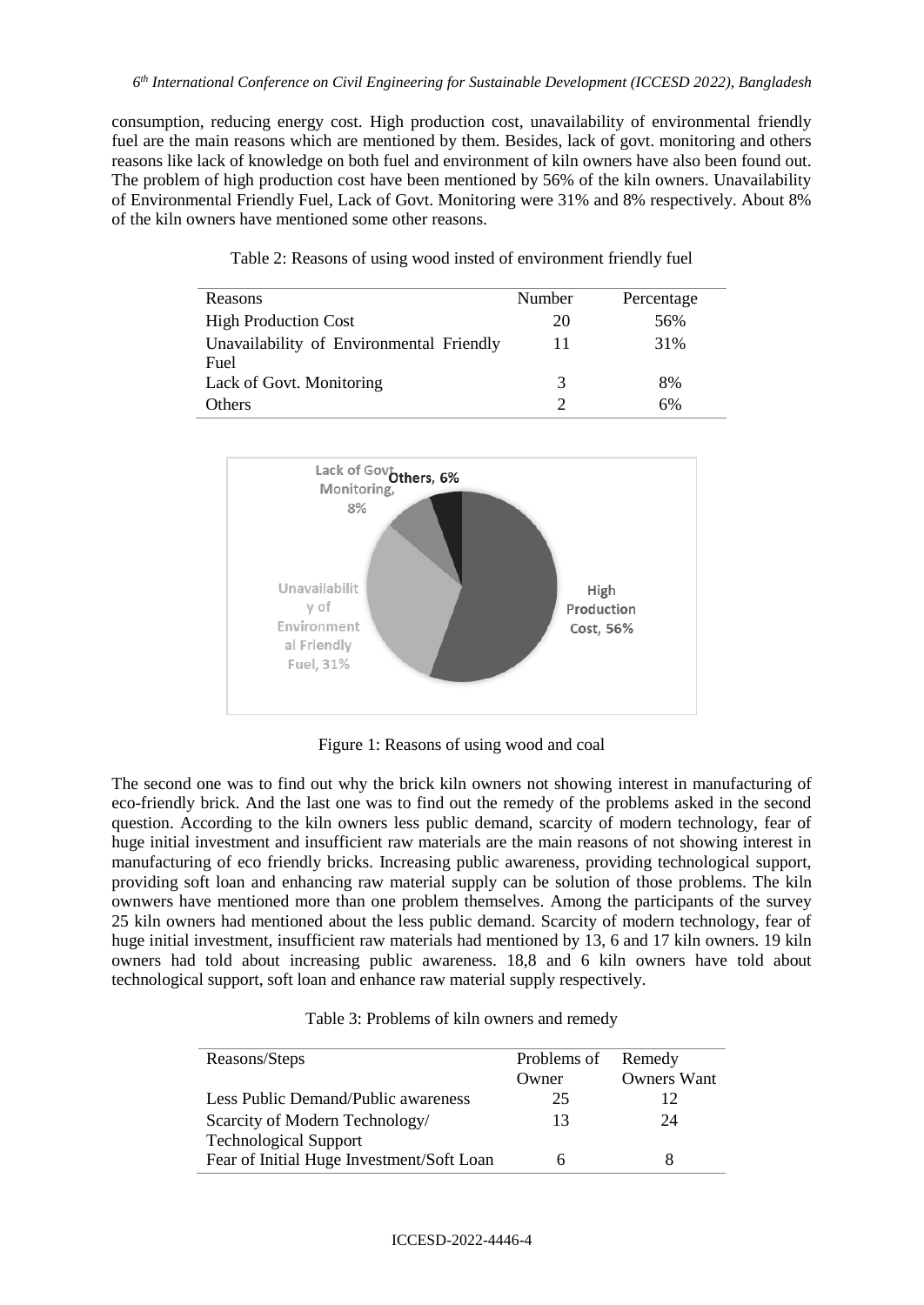consumption, reducing energy cost. High production cost, unavailability of environmental friendly fuel are the main reasons which are mentioned by them. Besides, lack of govt. monitoring and others reasons like lack of knowledge on both fuel and environment of kiln owners have also been found out. The problem of high production cost have been mentioned by 56% of the kiln owners. Unavailability of Environmental Friendly Fuel, Lack of Govt. Monitoring were 31% and 8% respectively. About 8% of the kiln owners have mentioned some other reasons.

Table 2: Reasons of using wood insted of environment friendly fuel

| Reasons | Number | Percentage |
|---|---|---|
| High Production Cost | 20 | 56% |
| Unavailability of Environmental Friendly Fuel | 11 | 31% |
| Lack of Govt. Monitoring | 3 | 8% |
| Others | 2 | 6% |

Figure 1: Reasons of using wood and coal

The second one was to find out why the brick kiln owners not showing interest in manufacturing of eco-friendly brick. And the last one was to find out the remedy of the problems asked in the second question. According to the kiln owners less public demand, scarcity of modern technology, fear of huge initial investment and insufficient raw materials are the main reasons of not showing interest in manufacturing of eco friendly bricks. Increasing public awareness, providing technological support, providing soft loan and enhancing raw material supply can be solution of those problems. The kiln ownwers have mentioned more than one problem themselves. Among the participants of the survey 25 kiln owners had mentioned about the less public demand. Scarcity of modern technology, fear of huge initial investment, insufficient raw materials had mentioned by 13, 6 and 17 kiln owners. 19 kiln owners had told about increasing public awareness. 18,8 and 6 kiln owners have told about technological support, soft loan and enhance raw material supply respectively.

Table 3: Problems of kiln owners and remedy

| Reasons/Steps | Problems of Owner | Remedy Owners Want |
|---|---|---|
| Less Public Demand/Public awareness | 25 | 12 |
| Scarcity of Modern Technology/ Technological Support | 13 | 24 |
| Fear of Initial Huge Investment/Soft Loan | 6 | 8 |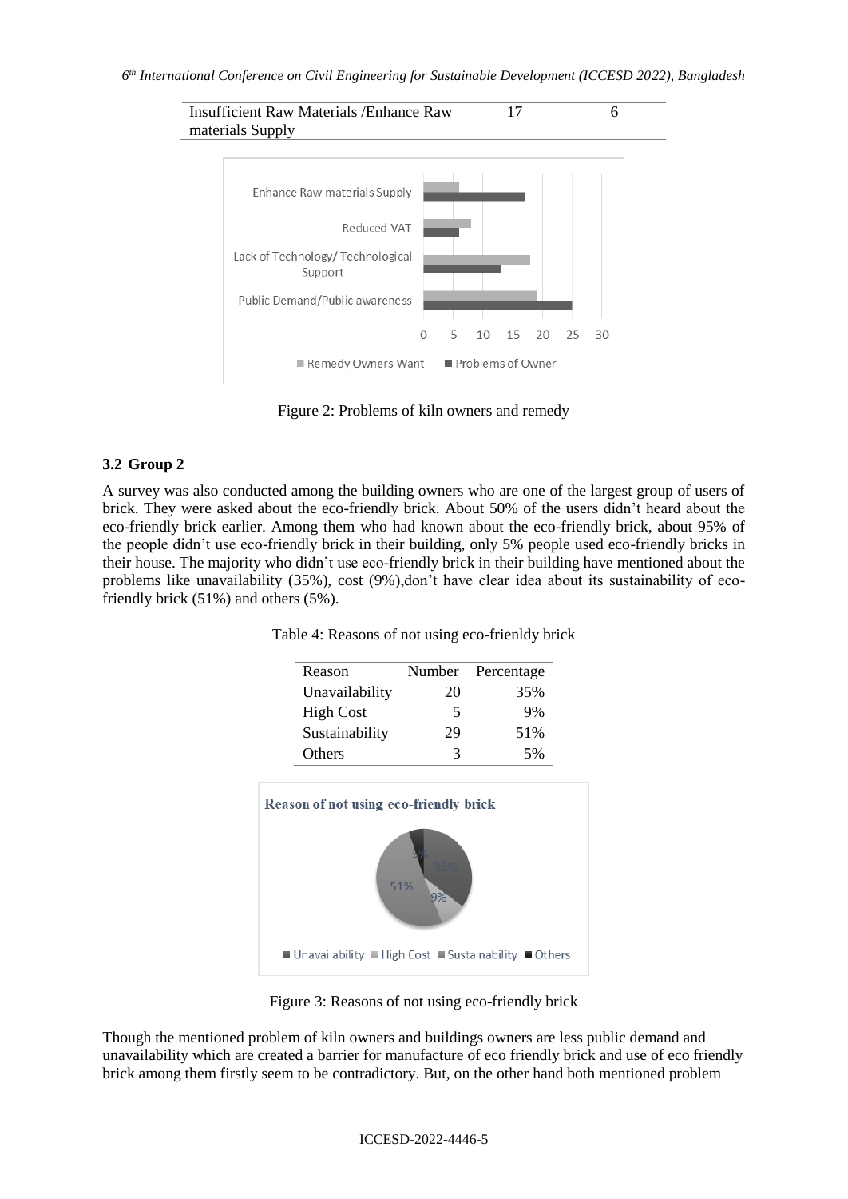| Insufficient Raw Materials /Enhance Raw materials Supply | 17 | 6 |
|---|---|---|

Figure 2: Problems of kiln owners and remedy

### 3.2 Group 2

A survey was also conducted among the building owners who are one of the largest group of users of brick. They were asked about the eco-friendly brick. About 50% of the users didn't heard about the eco-friendly brick earlier. Among them who had known about the eco-friendly brick, about 95% of the people didn't use eco-friendly brick in their building, only 5% people used eco-friendly bricks in their house. The majority who didn't use eco-friendly brick in their building have mentioned about the problems like unavailability (35%), cost (9%),don't have clear idea about its sustainability of eco-friendly brick (51%) and others (5%).

Table 4: Reasons of not using eco-frienldy brick

| Reason | Number | Percentage |
|---|---|---|
| Unavailability | 20 | 35% |
| High Cost | 5 | 9% |
| Sustainability | 29 | 51% |
| Others | 3 | 5% |

Figure 3: Reasons of not using eco-friendly brick

Though the mentioned problem of kiln owners and buildings owners are less public demand and unavailability which are created a barrier for manufacture of eco friendly brick and use of eco friendly brick among them firstly seem to be contradictory. But, on the other hand both mentioned problem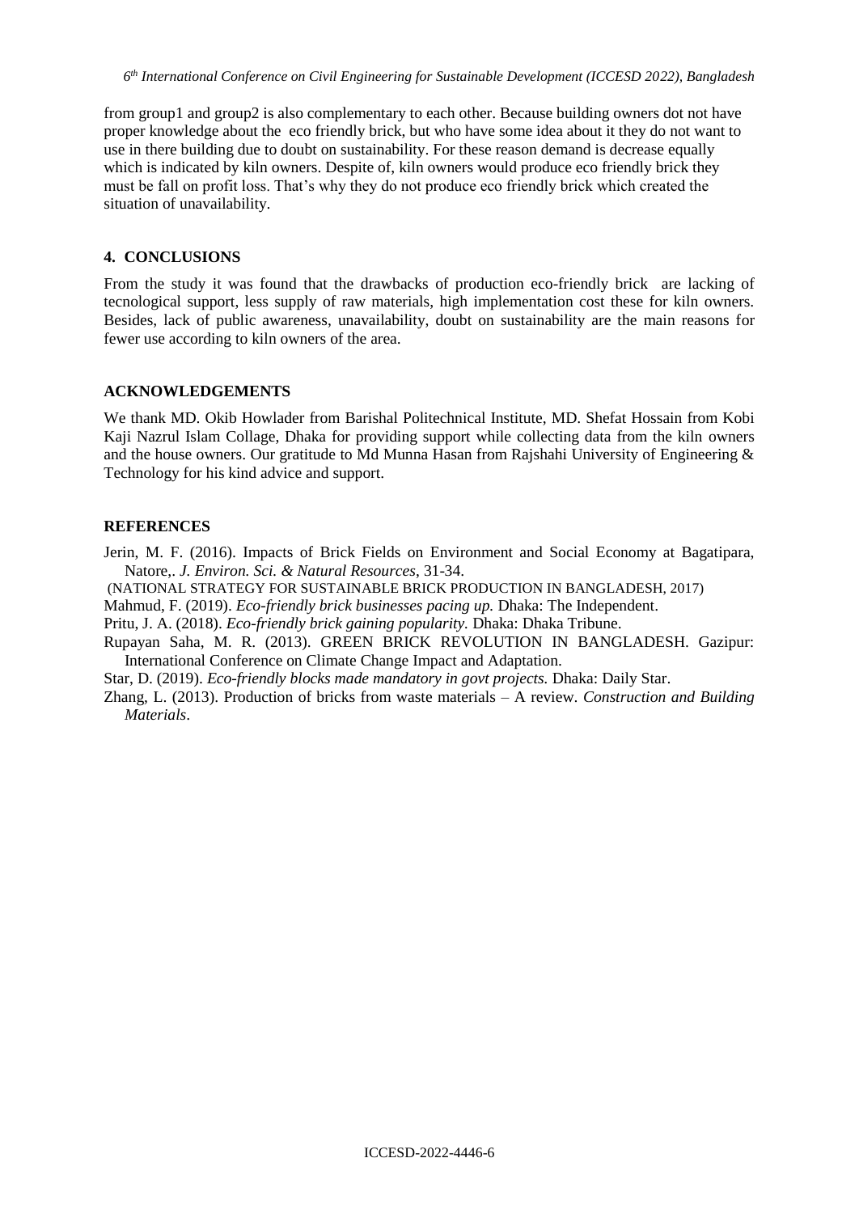from group1 and group2 is also complementary to each other. Because building owners dot not have proper knowledge about the eco friendly brick, but who have some idea about it they do not want to use in there building due to doubt on sustainability. For these reason demand is decrease equally which is indicated by kiln owners. Despite of, kiln owners would produce eco friendly brick they must be fall on profit loss. That's why they do not produce eco friendly brick which created the situation of unavailability.

## 4. CONCLUSIONS

From the study it was found that the drawbacks of production eco-friendly brick are lacking of tecnological support, less supply of raw materials, high implementation cost these for kiln owners. Besides, lack of public awareness, unavailability, doubt on sustainability are the main reasons for fewer use according to kiln owners of the area.

## ACKNOWLEDGEMENTS

We thank MD. Okib Howlader from Barishal Politechnical Institute, MD. Shefat Hossain from Kobi Kaji Nazrul Islam Collage, Dhaka for providing support while collecting data from the kiln owners and the house owners. Our gratitude to Md Munna Hasan from Rajshahi University of Engineering & Technology for his kind advice and support.

## REFERENCES

Jerin, M. F. (2016). Impacts of Brick Fields on Environment and Social Economy at Bagatipara, Natore,. *J. Environ. Sci. & Natural Resources*, 31-34.

(NATIONAL STRATEGY FOR SUSTAINABLE BRICK PRODUCTION IN BANGLADESH, 2017)

Mahmud, F. (2019). *Eco-friendly brick businesses pacing up.* Dhaka: The Independent.

Pritu, J. A. (2018). *Eco-friendly brick gaining popularity.* Dhaka: Dhaka Tribune.

Rupayan Saha, M. R. (2013). GREEN BRICK REVOLUTION IN BANGLADESH. Gazipur: International Conference on Climate Change Impact and Adaptation.

Star, D. (2019). *Eco-friendly blocks made mandatory in govt projects.* Dhaka: Daily Star.

Zhang, L. (2013). Production of bricks from waste materials – A review. *Construction and Building Materials*.